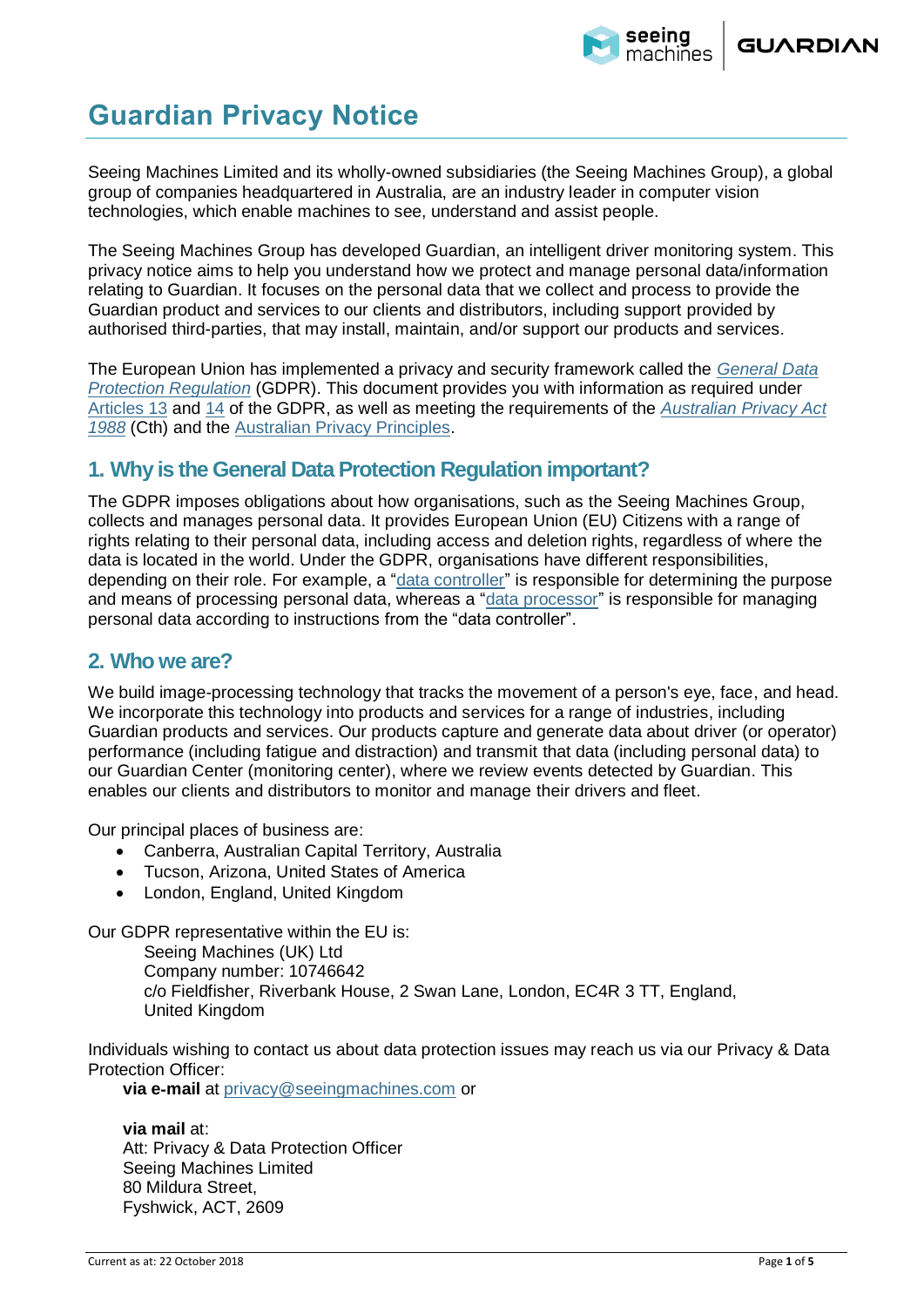# Guardian Privacy Notice

Seeing Machines Limited and its wholly-owned subsidiaries (the Seeing Machines Group), a global group of companies headquartered in Australia, are an industry leader in computer vision technologies, which enable machines to see, understand and assist people.

The Seeing Machines Group has developed Guardian, an intelligent driver monitoring system. This privacy notice aims to help you understand how we protect and manage personal data/information relating to Guardian. It focuses on the personal data that we collect and process to provide the Guardian product and services to our clients and distributors, including support provided by authorised third-parties, that may install, maintain, and/or support our products and services.

The European Union has implemented a privacy and security framework called the *General Data Protection Regulation* (GDPR). This document provides you with information as required under Articles 13 and 14 of the GDPR, as well as meeting the requirements of the *Australian Privacy Act 1988* (Cth) and the Australian Privacy Principles.

## 1. Why is the General Data Protection Regulation important?

The GDPR imposes obligations about how organisations, such as the Seeing Machines Group, collects and manages personal data. It provides European Union (EU) Citizens with a range of rights relating to their personal data, including access and deletion rights, regardless of where the data is located in the world. Under the GDPR, organisations have different responsibilities, depending on their role. For example, a "data controller" is responsible for determining the purpose and means of processing personal data, whereas a "data processor" is responsible for managing personal data according to instructions from the "data controller".

## 2. Who we are?

We build image-processing technology that tracks the movement of a person's eye, face, and head. We incorporate this technology into products and services for a range of industries, including Guardian products and services. Our products capture and generate data about driver (or operator) performance (including fatigue and distraction) and transmit that data (including personal data) to our Guardian Center (monitoring center), where we review events detected by Guardian. This enables our clients and distributors to monitor and manage their drivers and fleet.

Our principal places of business are:

- Canberra, Australian Capital Territory, Australia
- Tucson, Arizona, United States of America
- London, England, United Kingdom

Our GDPR representative within the EU is:

Seeing Machines (UK) Ltd
Company number: 10746642
c/o Fieldfisher, Riverbank House, 2 Swan Lane, London, EC4R 3 TT, England, United Kingdom

Individuals wishing to contact us about data protection issues may reach us via our Privacy & Data Protection Officer:

**via e-mail** at privacy@seeingmachines.com or

**via mail** at:
Att: Privacy & Data Protection Officer
Seeing Machines Limited
80 Mildura Street,
Fyshwick, ACT, 2609

Current as at: 22 October 2018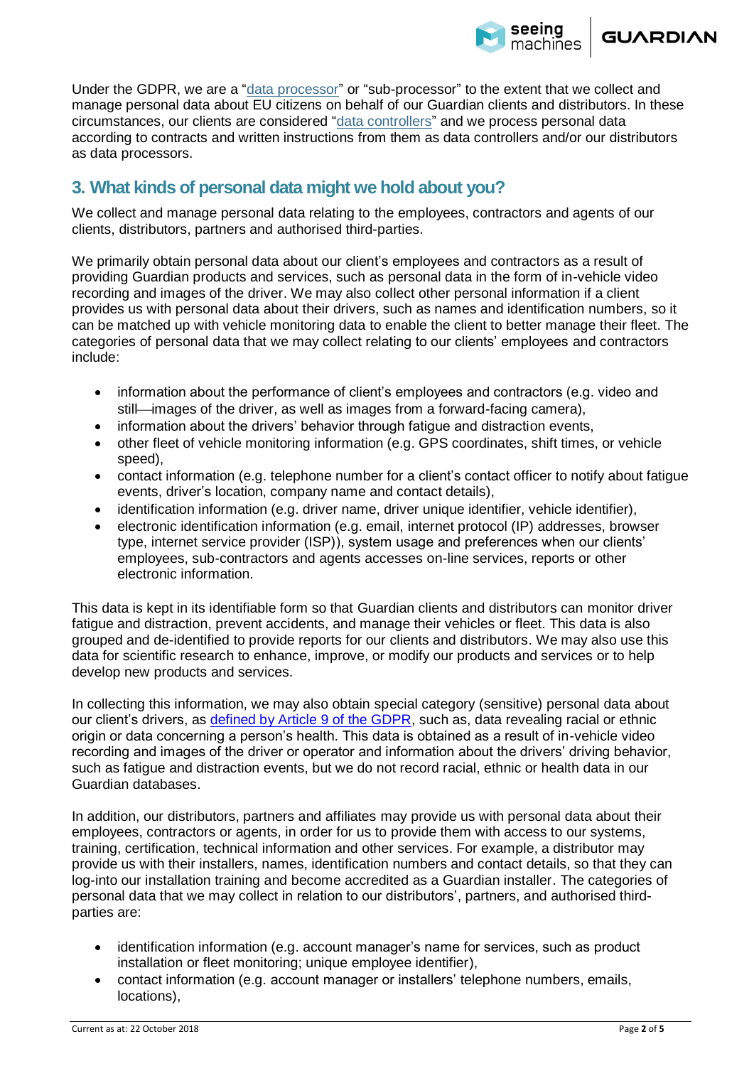Under the GDPR, we are a "data processor" or "sub-processor" to the extent that we collect and manage personal data about EU citizens on behalf of our Guardian clients and distributors. In these circumstances, our clients are considered "data controllers" and we process personal data according to contracts and written instructions from them as data controllers and/or our distributors as data processors.

## 3. What kinds of personal data might we hold about you?

We collect and manage personal data relating to the employees, contractors and agents of our clients, distributors, partners and authorised third-parties.

We primarily obtain personal data about our client's employees and contractors as a result of providing Guardian products and services, such as personal data in the form of in-vehicle video recording and images of the driver. We may also collect other personal information if a client provides us with personal data about their drivers, such as names and identification numbers, so it can be matched up with vehicle monitoring data to enable the client to better manage their fleet. The categories of personal data that we may collect relating to our clients' employees and contractors include:

- information about the performance of client's employees and contractors (e.g. video and still images of the driver, as well as images from a forward-facing camera),
- information about the drivers' behavior through fatigue and distraction events,
- other fleet of vehicle monitoring information (e.g. GPS coordinates, shift times, or vehicle speed),
- contact information (e.g. telephone number for a client's contact officer to notify about fatigue events, driver's location, company name and contact details),
- identification information (e.g. driver name, driver unique identifier, vehicle identifier),
- electronic identification information (e.g. email, internet protocol (IP) addresses, browser type, internet service provider (ISP)), system usage and preferences when our clients' employees, sub-contractors and agents accesses on-line services, reports or other electronic information.

This data is kept in its identifiable form so that Guardian clients and distributors can monitor driver fatigue and distraction, prevent accidents, and manage their vehicles or fleet. This data is also grouped and de-identified to provide reports for our clients and distributors. We may also use this data for scientific research to enhance, improve, or modify our products and services or to help develop new products and services.

In collecting this information, we may also obtain special category (sensitive) personal data about our client's drivers, as defined by Article 9 of the GDPR, such as, data revealing racial or ethnic origin or data concerning a person's health. This data is obtained as a result of in-vehicle video recording and images of the driver or operator and information about the drivers' driving behavior, such as fatigue and distraction events, but we do not record racial, ethnic or health data in our Guardian databases.

In addition, our distributors, partners and affiliates may provide us with personal data about their employees, contractors or agents, in order for us to provide them with access to our systems, training, certification, technical information and other services. For example, a distributor may provide us with their installers, names, identification numbers and contact details, so that they can log-into our installation training and become accredited as a Guardian installer. The categories of personal data that we may collect in relation to our distributors', partners, and authorised third-parties are:

- identification information (e.g. account manager's name for services, such as product installation or fleet monitoring; unique employee identifier),
- contact information (e.g. account manager or installers' telephone numbers, emails, locations),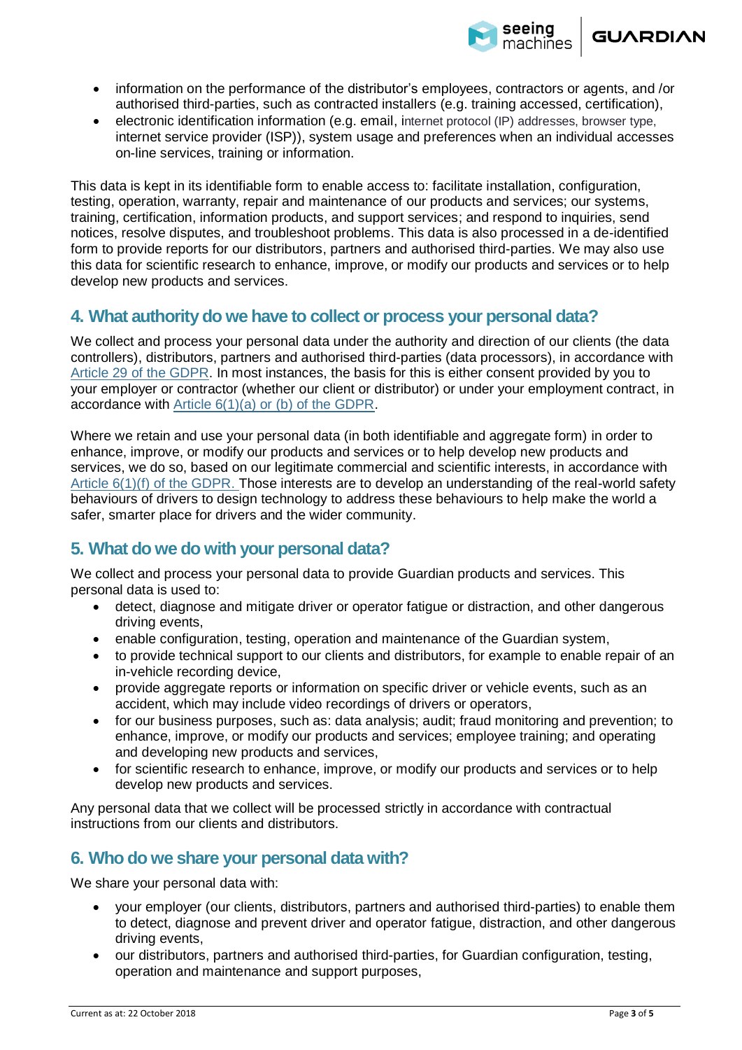- information on the performance of the distributor's employees, contractors or agents, and /or authorised third-parties, such as contracted installers (e.g. training accessed, certification),
- electronic identification information (e.g. email, internet protocol (IP) addresses, browser type, internet service provider (ISP)), system usage and preferences when an individual accesses on-line services, training or information.

This data is kept in its identifiable form to enable access to: facilitate installation, configuration, testing, operation, warranty, repair and maintenance of our products and services; our systems, training, certification, information products, and support services; and respond to inquiries, send notices, resolve disputes, and troubleshoot problems. This data is also processed in a de-identified form to provide reports for our distributors, partners and authorised third-parties. We may also use this data for scientific research to enhance, improve, or modify our products and services or to help develop new products and services.

## 4. What authority do we have to collect or process your personal data?

We collect and process your personal data under the authority and direction of our clients (the data controllers), distributors, partners and authorised third-parties (data processors), in accordance with Article 29 of the GDPR. In most instances, the basis for this is either consent provided by you to your employer or contractor (whether our client or distributor) or under your employment contract, in accordance with Article 6(1)(a) or (b) of the GDPR.

Where we retain and use your personal data (in both identifiable and aggregate form) in order to enhance, improve, or modify our products and services or to help develop new products and services, we do so, based on our legitimate commercial and scientific interests, in accordance with Article 6(1)(f) of the GDPR. Those interests are to develop an understanding of the real-world safety behaviours of drivers to design technology to address these behaviours to help make the world a safer, smarter place for drivers and the wider community.

## 5. What do we do with your personal data?

We collect and process your personal data to provide Guardian products and services. This personal data is used to:

- detect, diagnose and mitigate driver or operator fatigue or distraction, and other dangerous driving events,
- enable configuration, testing, operation and maintenance of the Guardian system,
- to provide technical support to our clients and distributors, for example to enable repair of an in-vehicle recording device,
- provide aggregate reports or information on specific driver or vehicle events, such as an accident, which may include video recordings of drivers or operators,
- for our business purposes, such as: data analysis; audit; fraud monitoring and prevention; to enhance, improve, or modify our products and services; employee training; and operating and developing new products and services,
- for scientific research to enhance, improve, or modify our products and services or to help develop new products and services.

Any personal data that we collect will be processed strictly in accordance with contractual instructions from our clients and distributors.

## 6. Who do we share your personal data with?

We share your personal data with:

- your employer (our clients, distributors, partners and authorised third-parties) to enable them to detect, diagnose and prevent driver and operator fatigue, distraction, and other dangerous driving events,
- our distributors, partners and authorised third-parties, for Guardian configuration, testing, operation and maintenance and support purposes,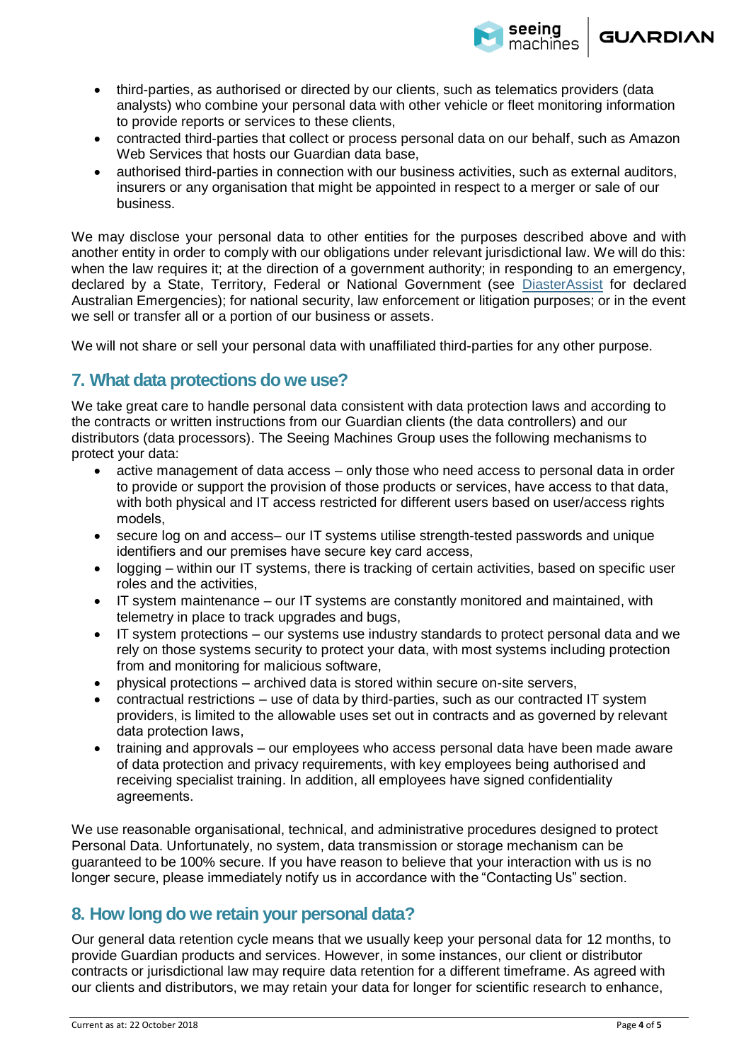- third-parties, as authorised or directed by our clients, such as telematics providers (data analysts) who combine your personal data with other vehicle or fleet monitoring information to provide reports or services to these clients,
- contracted third-parties that collect or process personal data on our behalf, such as Amazon Web Services that hosts our Guardian data base,
- authorised third-parties in connection with our business activities, such as external auditors, insurers or any organisation that might be appointed in respect to a merger or sale of our business.

We may disclose your personal data to other entities for the purposes described above and with another entity in order to comply with our obligations under relevant jurisdictional law. We will do this: when the law requires it; at the direction of a government authority; in responding to an emergency, declared by a State, Territory, Federal or National Government (see DiasterAssist for declared Australian Emergencies); for national security, law enforcement or litigation purposes; or in the event we sell or transfer all or a portion of our business or assets.

We will not share or sell your personal data with unaffiliated third-parties for any other purpose.

## 7. What data protections do we use?

We take great care to handle personal data consistent with data protection laws and according to the contracts or written instructions from our Guardian clients (the data controllers) and our distributors (data processors). The Seeing Machines Group uses the following mechanisms to protect your data:

- active management of data access – only those who need access to personal data in order to provide or support the provision of those products or services, have access to that data, with both physical and IT access restricted for different users based on user/access rights models,
- secure log on and access– our IT systems utilise strength-tested passwords and unique identifiers and our premises have secure key card access,
- logging – within our IT systems, there is tracking of certain activities, based on specific user roles and the activities,
- IT system maintenance – our IT systems are constantly monitored and maintained, with telemetry in place to track upgrades and bugs,
- IT system protections – our systems use industry standards to protect personal data and we rely on those systems security to protect your data, with most systems including protection from and monitoring for malicious software,
- physical protections – archived data is stored within secure on-site servers,
- contractual restrictions – use of data by third-parties, such as our contracted IT system providers, is limited to the allowable uses set out in contracts and as governed by relevant data protection laws,
- training and approvals – our employees who access personal data have been made aware of data protection and privacy requirements, with key employees being authorised and receiving specialist training. In addition, all employees have signed confidentiality agreements.

We use reasonable organisational, technical, and administrative procedures designed to protect Personal Data. Unfortunately, no system, data transmission or storage mechanism can be guaranteed to be 100% secure. If you have reason to believe that your interaction with us is no longer secure, please immediately notify us in accordance with the "Contacting Us" section.

## 8. How long do we retain your personal data?

Our general data retention cycle means that we usually keep your personal data for 12 months, to provide Guardian products and services. However, in some instances, our client or distributor contracts or jurisdictional law may require data retention for a different timeframe. As agreed with our clients and distributors, we may retain your data for longer for scientific research to enhance,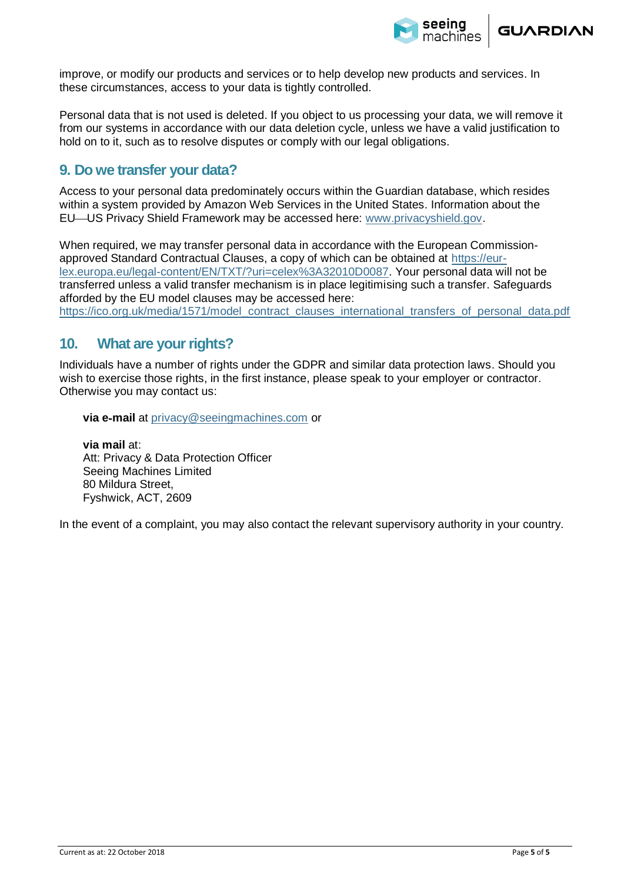improve, or modify our products and services or to help develop new products and services. In these circumstances, access to your data is tightly controlled.

Personal data that is not used is deleted. If you object to us processing your data, we will remove it from our systems in accordance with our data deletion cycle, unless we have a valid justification to hold on to it, such as to resolve disputes or comply with our legal obligations.

## 9. Do we transfer your data?

Access to your personal data predominately occurs within the Guardian database, which resides within a system provided by Amazon Web Services in the United States. Information about the EU—US Privacy Shield Framework may be accessed here: www.privacyshield.gov.

When required, we may transfer personal data in accordance with the European Commission-approved Standard Contractual Clauses, a copy of which can be obtained at https://eur-lex.europa.eu/legal-content/EN/TXT/?uri=celex%3A32010D0087. Your personal data will not be transferred unless a valid transfer mechanism is in place legitimising such a transfer. Safeguards afforded by the EU model clauses may be accessed here:
https://ico.org.uk/media/1571/model_contract_clauses_international_transfers_of_personal_data.pdf

## 10. What are your rights?

Individuals have a number of rights under the GDPR and similar data protection laws. Should you wish to exercise those rights, in the first instance, please speak to your employer or contractor. Otherwise you may contact us:

**via e-mail** at privacy@seeingmachines.com or

**via mail** at:
Att: Privacy & Data Protection Officer
Seeing Machines Limited
80 Mildura Street,
Fyshwick, ACT, 2609

In the event of a complaint, you may also contact the relevant supervisory authority in your country.

Current as at: 22 October 2018